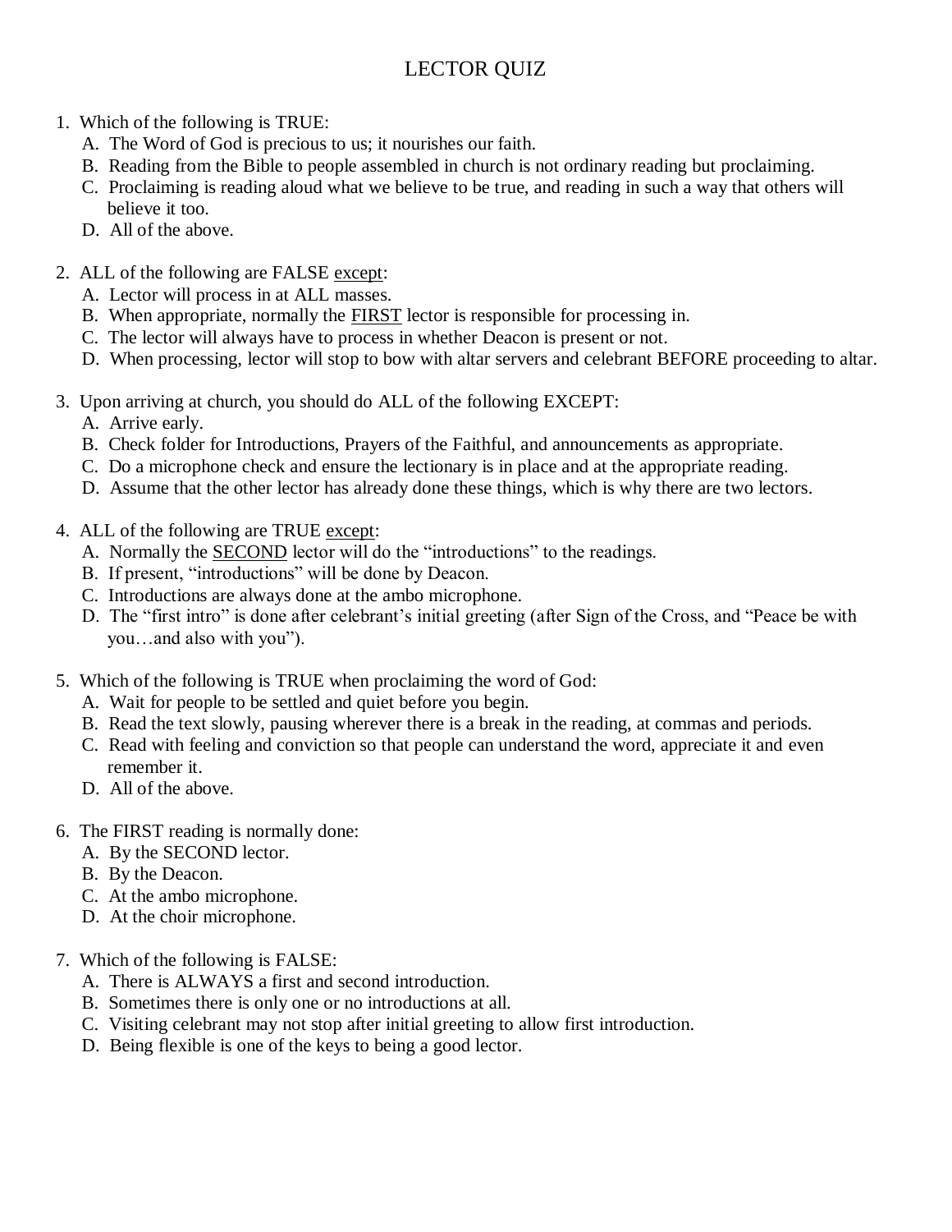# LECTOR QUIZ

1. Which of the following is TRUE:
   A. The Word of God is precious to us; it nourishes our faith.
   B. Reading from the Bible to people assembled in church is not ordinary reading but proclaiming.
   C. Proclaiming is reading aloud what we believe to be true, and reading in such a way that others will believe it too.
   D. All of the above.

2. ALL of the following are FALSE <u>except</u>:
   A. Lector will process in at ALL masses.
   B. When appropriate, normally the <u>FIRST</u> lector is responsible for processing in.
   C. The lector will always have to process in whether Deacon is present or not.
   D. When processing, lector will stop to bow with altar servers and celebrant BEFORE proceeding to altar.

3. Upon arriving at church, you should do ALL of the following EXCEPT:
   A. Arrive early.
   B. Check folder for Introductions, Prayers of the Faithful, and announcements as appropriate.
   C. Do a microphone check and ensure the lectionary is in place and at the appropriate reading.
   D. Assume that the other lector has already done these things, which is why there are two lectors.

4. ALL of the following are TRUE <u>except</u>:
   A. Normally the <u>SECOND</u> lector will do the "introductions" to the readings.
   B. If present, "introductions" will be done by Deacon.
   C. Introductions are always done at the ambo microphone.
   D. The "first intro" is done after celebrant's initial greeting (after Sign of the Cross, and "Peace be with you…and also with you").

5. Which of the following is TRUE when proclaiming the word of God:
   A. Wait for people to be settled and quiet before you begin.
   B. Read the text slowly, pausing wherever there is a break in the reading, at commas and periods.
   C. Read with feeling and conviction so that people can understand the word, appreciate it and even remember it.
   D. All of the above.

6. The FIRST reading is normally done:
   A. By the SECOND lector.
   B. By the Deacon.
   C. At the ambo microphone.
   D. At the choir microphone.

7. Which of the following is FALSE:
   A. There is ALWAYS a first and second introduction.
   B. Sometimes there is only one or no introductions at all.
   C. Visiting celebrant may not stop after initial greeting to allow first introduction.
   D. Being flexible is one of the keys to being a good lector.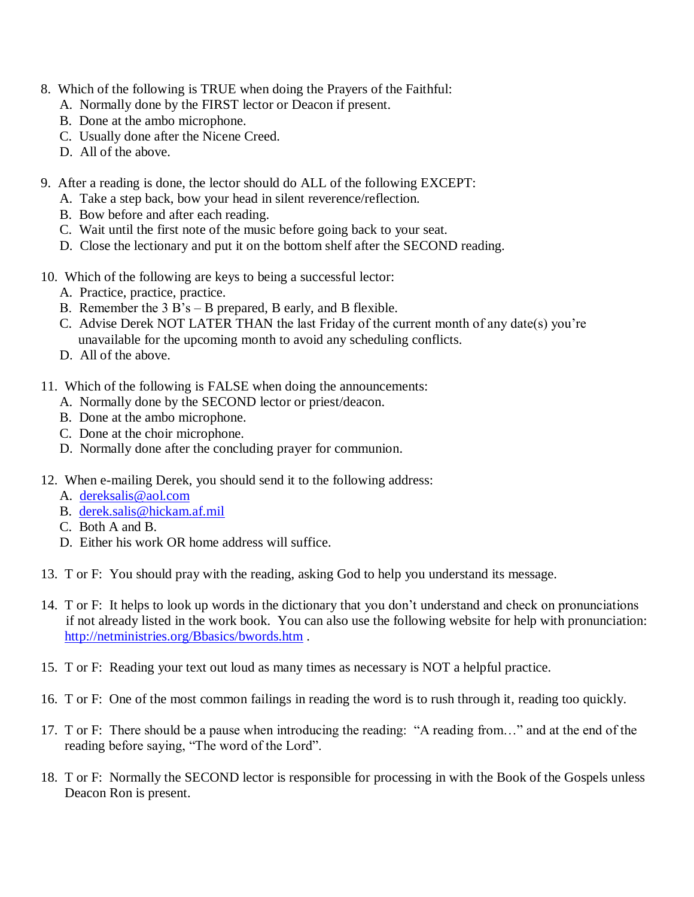8. Which of the following is TRUE when doing the Prayers of the Faithful:
   A. Normally done by the FIRST lector or Deacon if present.
   B. Done at the ambo microphone.
   C. Usually done after the Nicene Creed.
   D. All of the above.

9. After a reading is done, the lector should do ALL of the following EXCEPT:
   A. Take a step back, bow your head in silent reverence/reflection.
   B. Bow before and after each reading.
   C. Wait until the first note of the music before going back to your seat.
   D. Close the lectionary and put it on the bottom shelf after the SECOND reading.

10. Which of the following are keys to being a successful lector:
    A. Practice, practice, practice.
    B. Remember the 3 B's – B prepared, B early, and B flexible.
    C. Advise Derek NOT LATER THAN the last Friday of the current month of any date(s) you're unavailable for the upcoming month to avoid any scheduling conflicts.
    D. All of the above.

11. Which of the following is FALSE when doing the announcements:
    A. Normally done by the SECOND lector or priest/deacon.
    B. Done at the ambo microphone.
    C. Done at the choir microphone.
    D. Normally done after the concluding prayer for communion.

12. When e-mailing Derek, you should send it to the following address:
    A. dereksalis@aol.com
    B. derek.salis@hickam.af.mil
    C. Both A and B.
    D. Either his work OR home address will suffice.

13. T or F: You should pray with the reading, asking God to help you understand its message.

14. T or F: It helps to look up words in the dictionary that you don't understand and check on pronunciations if not already listed in the work book. You can also use the following website for help with pronunciation: http://netministries.org/Bbasics/bwords.htm .

15. T or F: Reading your text out loud as many times as necessary is NOT a helpful practice.

16. T or F: One of the most common failings in reading the word is to rush through it, reading too quickly.

17. T or F: There should be a pause when introducing the reading: "A reading from…" and at the end of the reading before saying, "The word of the Lord".

18. T or F: Normally the SECOND lector is responsible for processing in with the Book of the Gospels unless Deacon Ron is present.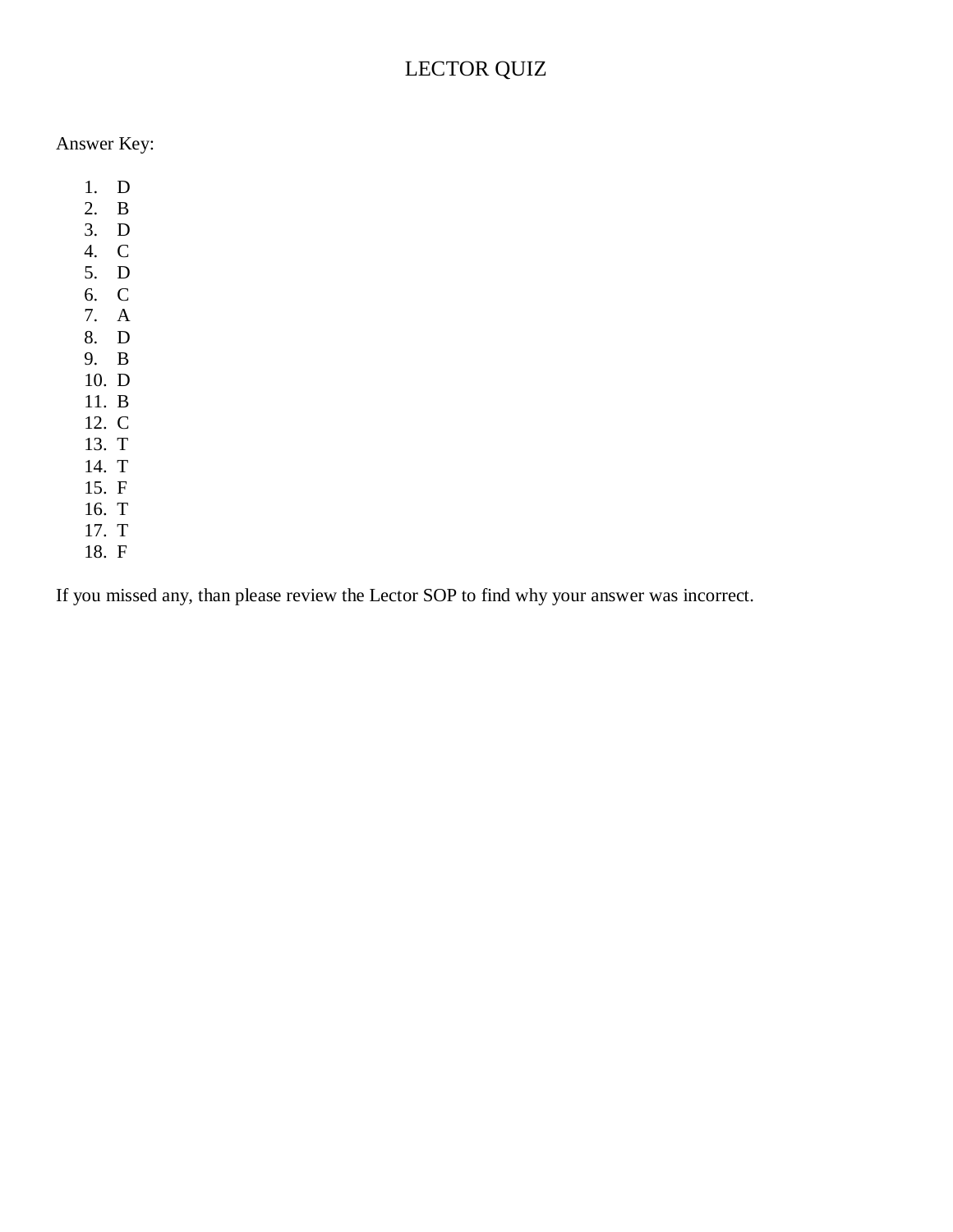# LECTOR QUIZ

Answer Key:

1. D
2. B
3. D
4. C
5. D
6. C
7. A
8. D
9. B
10. D
11. B
12. C
13. T
14. T
15. F
16. T
17. T
18. F

If you missed any, than please review the Lector SOP to find why your answer was incorrect.